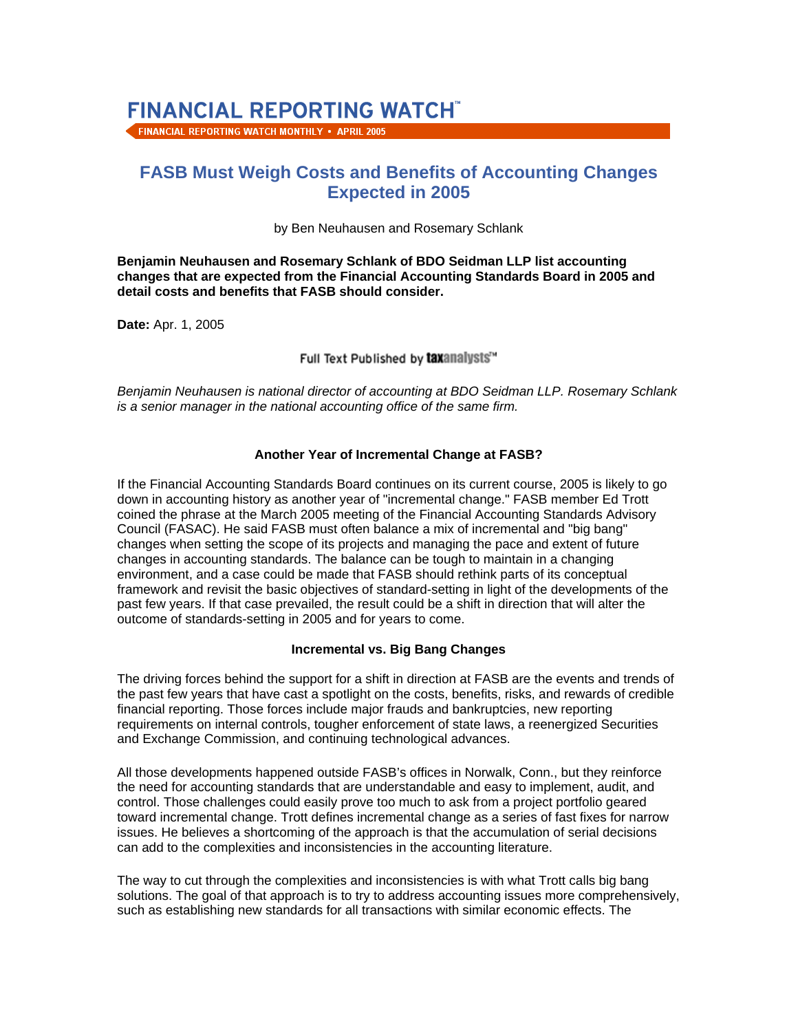FINANCIAL REPORTING WATCH™

FINANCIAL REPORTING WATCH MONTHLY • APRIL 2005

# FASB Must Weigh Costs and Benefits of Accounting Changes Expected in 2005

by Ben Neuhausen and Rosemary Schlank

**Benjamin Neuhausen and Rosemary Schlank of BDO Seidman LLP list accounting changes that are expected from the Financial Accounting Standards Board in 2005 and detail costs and benefits that FASB should consider.**

**Date:** Apr. 1, 2005

Full Text Published by taxanalysts™

*Benjamin Neuhausen is national director of accounting at BDO Seidman LLP. Rosemary Schlank is a senior manager in the national accounting office of the same firm.*

### Another Year of Incremental Change at FASB?

If the Financial Accounting Standards Board continues on its current course, 2005 is likely to go down in accounting history as another year of "incremental change." FASB member Ed Trott coined the phrase at the March 2005 meeting of the Financial Accounting Standards Advisory Council (FASAC). He said FASB must often balance a mix of incremental and "big bang" changes when setting the scope of its projects and managing the pace and extent of future changes in accounting standards. The balance can be tough to maintain in a changing environment, and a case could be made that FASB should rethink parts of its conceptual framework and revisit the basic objectives of standard-setting in light of the developments of the past few years. If that case prevailed, the result could be a shift in direction that will alter the outcome of standards-setting in 2005 and for years to come.

### Incremental vs. Big Bang Changes

The driving forces behind the support for a shift in direction at FASB are the events and trends of the past few years that have cast a spotlight on the costs, benefits, risks, and rewards of credible financial reporting. Those forces include major frauds and bankruptcies, new reporting requirements on internal controls, tougher enforcement of state laws, a reenergized Securities and Exchange Commission, and continuing technological advances.

All those developments happened outside FASB's offices in Norwalk, Conn., but they reinforce the need for accounting standards that are understandable and easy to implement, audit, and control. Those challenges could easily prove too much to ask from a project portfolio geared toward incremental change. Trott defines incremental change as a series of fast fixes for narrow issues. He believes a shortcoming of the approach is that the accumulation of serial decisions can add to the complexities and inconsistencies in the accounting literature.

The way to cut through the complexities and inconsistencies is with what Trott calls big bang solutions. The goal of that approach is to try to address accounting issues more comprehensively, such as establishing new standards for all transactions with similar economic effects. The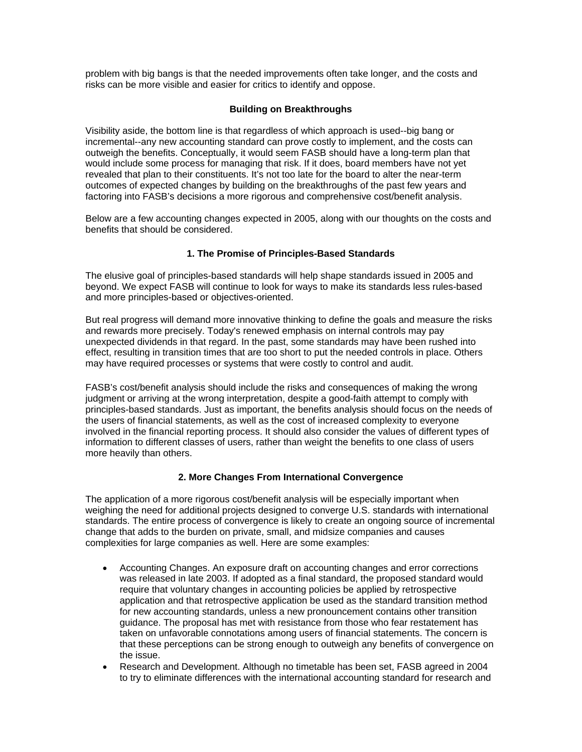problem with big bangs is that the needed improvements often take longer, and the costs and risks can be more visible and easier for critics to identify and oppose.

### Building on Breakthroughs

Visibility aside, the bottom line is that regardless of which approach is used--big bang or incremental--any new accounting standard can prove costly to implement, and the costs can outweigh the benefits. Conceptually, it would seem FASB should have a long-term plan that would include some process for managing that risk. If it does, board members have not yet revealed that plan to their constituents. It's not too late for the board to alter the near-term outcomes of expected changes by building on the breakthroughs of the past few years and factoring into FASB's decisions a more rigorous and comprehensive cost/benefit analysis.

Below are a few accounting changes expected in 2005, along with our thoughts on the costs and benefits that should be considered.

### 1. The Promise of Principles-Based Standards

The elusive goal of principles-based standards will help shape standards issued in 2005 and beyond. We expect FASB will continue to look for ways to make its standards less rules-based and more principles-based or objectives-oriented.

But real progress will demand more innovative thinking to define the goals and measure the risks and rewards more precisely. Today's renewed emphasis on internal controls may pay unexpected dividends in that regard. In the past, some standards may have been rushed into effect, resulting in transition times that are too short to put the needed controls in place. Others may have required processes or systems that were costly to control and audit.

FASB's cost/benefit analysis should include the risks and consequences of making the wrong judgment or arriving at the wrong interpretation, despite a good-faith attempt to comply with principles-based standards. Just as important, the benefits analysis should focus on the needs of the users of financial statements, as well as the cost of increased complexity to everyone involved in the financial reporting process. It should also consider the values of different types of information to different classes of users, rather than weight the benefits to one class of users more heavily than others.

### 2. More Changes From International Convergence

The application of a more rigorous cost/benefit analysis will be especially important when weighing the need for additional projects designed to converge U.S. standards with international standards. The entire process of convergence is likely to create an ongoing source of incremental change that adds to the burden on private, small, and midsize companies and causes complexities for large companies as well. Here are some examples:

- Accounting Changes. An exposure draft on accounting changes and error corrections was released in late 2003. If adopted as a final standard, the proposed standard would require that voluntary changes in accounting policies be applied by retrospective application and that retrospective application be used as the standard transition method for new accounting standards, unless a new pronouncement contains other transition guidance. The proposal has met with resistance from those who fear restatement has taken on unfavorable connotations among users of financial statements. The concern is that these perceptions can be strong enough to outweigh any benefits of convergence on the issue.
- Research and Development. Although no timetable has been set, FASB agreed in 2004 to try to eliminate differences with the international accounting standard for research and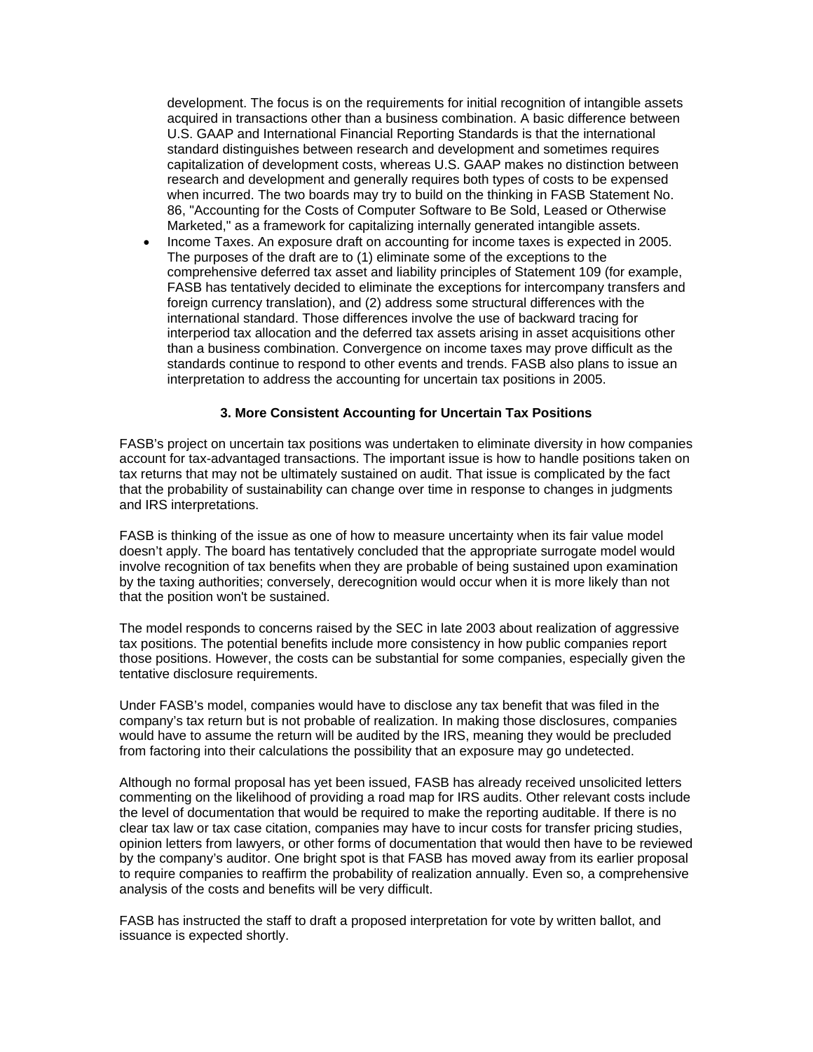development. The focus is on the requirements for initial recognition of intangible assets acquired in transactions other than a business combination. A basic difference between U.S. GAAP and International Financial Reporting Standards is that the international standard distinguishes between research and development and sometimes requires capitalization of development costs, whereas U.S. GAAP makes no distinction between research and development and generally requires both types of costs to be expensed when incurred. The two boards may try to build on the thinking in FASB Statement No. 86, "Accounting for the Costs of Computer Software to Be Sold, Leased or Otherwise Marketed," as a framework for capitalizing internally generated intangible assets.

- Income Taxes. An exposure draft on accounting for income taxes is expected in 2005. The purposes of the draft are to (1) eliminate some of the exceptions to the comprehensive deferred tax asset and liability principles of Statement 109 (for example, FASB has tentatively decided to eliminate the exceptions for intercompany transfers and foreign currency translation), and (2) address some structural differences with the international standard. Those differences involve the use of backward tracing for interperiod tax allocation and the deferred tax assets arising in asset acquisitions other than a business combination. Convergence on income taxes may prove difficult as the standards continue to respond to other events and trends. FASB also plans to issue an interpretation to address the accounting for uncertain tax positions in 2005.

### 3. More Consistent Accounting for Uncertain Tax Positions

FASB's project on uncertain tax positions was undertaken to eliminate diversity in how companies account for tax-advantaged transactions. The important issue is how to handle positions taken on tax returns that may not be ultimately sustained on audit. That issue is complicated by the fact that the probability of sustainability can change over time in response to changes in judgments and IRS interpretations.

FASB is thinking of the issue as one of how to measure uncertainty when its fair value model doesn't apply. The board has tentatively concluded that the appropriate surrogate model would involve recognition of tax benefits when they are probable of being sustained upon examination by the taxing authorities; conversely, derecognition would occur when it is more likely than not that the position won't be sustained.

The model responds to concerns raised by the SEC in late 2003 about realization of aggressive tax positions. The potential benefits include more consistency in how public companies report those positions. However, the costs can be substantial for some companies, especially given the tentative disclosure requirements.

Under FASB's model, companies would have to disclose any tax benefit that was filed in the company's tax return but is not probable of realization. In making those disclosures, companies would have to assume the return will be audited by the IRS, meaning they would be precluded from factoring into their calculations the possibility that an exposure may go undetected.

Although no formal proposal has yet been issued, FASB has already received unsolicited letters commenting on the likelihood of providing a road map for IRS audits. Other relevant costs include the level of documentation that would be required to make the reporting auditable. If there is no clear tax law or tax case citation, companies may have to incur costs for transfer pricing studies, opinion letters from lawyers, or other forms of documentation that would then have to be reviewed by the company's auditor. One bright spot is that FASB has moved away from its earlier proposal to require companies to reaffirm the probability of realization annually. Even so, a comprehensive analysis of the costs and benefits will be very difficult.

FASB has instructed the staff to draft a proposed interpretation for vote by written ballot, and issuance is expected shortly.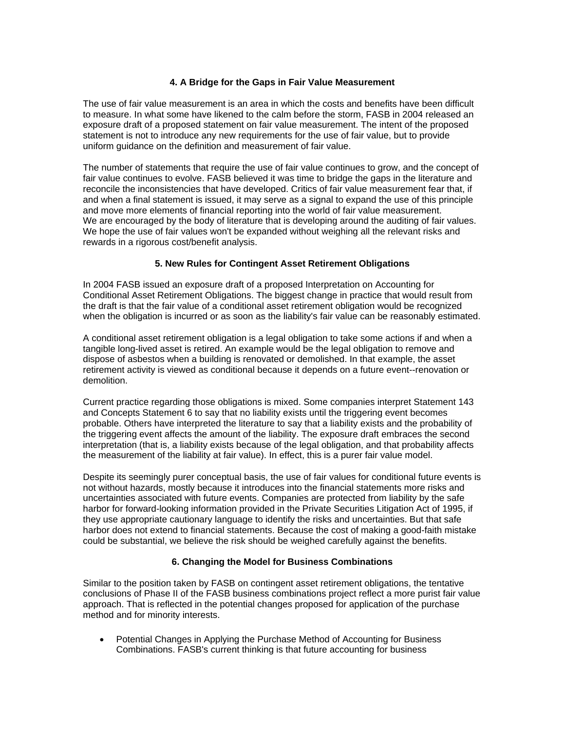### 4. A Bridge for the Gaps in Fair Value Measurement

The use of fair value measurement is an area in which the costs and benefits have been difficult to measure. In what some have likened to the calm before the storm, FASB in 2004 released an exposure draft of a proposed statement on fair value measurement. The intent of the proposed statement is not to introduce any new requirements for the use of fair value, but to provide uniform guidance on the definition and measurement of fair value.

The number of statements that require the use of fair value continues to grow, and the concept of fair value continues to evolve. FASB believed it was time to bridge the gaps in the literature and reconcile the inconsistencies that have developed. Critics of fair value measurement fear that, if and when a final statement is issued, it may serve as a signal to expand the use of this principle and move more elements of financial reporting into the world of fair value measurement.
We are encouraged by the body of literature that is developing around the auditing of fair values. We hope the use of fair values won't be expanded without weighing all the relevant risks and rewards in a rigorous cost/benefit analysis.

### 5. New Rules for Contingent Asset Retirement Obligations

In 2004 FASB issued an exposure draft of a proposed Interpretation on Accounting for Conditional Asset Retirement Obligations. The biggest change in practice that would result from the draft is that the fair value of a conditional asset retirement obligation would be recognized when the obligation is incurred or as soon as the liability's fair value can be reasonably estimated.

A conditional asset retirement obligation is a legal obligation to take some actions if and when a tangible long-lived asset is retired. An example would be the legal obligation to remove and dispose of asbestos when a building is renovated or demolished. In that example, the asset retirement activity is viewed as conditional because it depends on a future event--renovation or demolition.

Current practice regarding those obligations is mixed. Some companies interpret Statement 143 and Concepts Statement 6 to say that no liability exists until the triggering event becomes probable. Others have interpreted the literature to say that a liability exists and the probability of the triggering event affects the amount of the liability. The exposure draft embraces the second interpretation (that is, a liability exists because of the legal obligation, and that probability affects the measurement of the liability at fair value). In effect, this is a purer fair value model.

Despite its seemingly purer conceptual basis, the use of fair values for conditional future events is not without hazards, mostly because it introduces into the financial statements more risks and uncertainties associated with future events. Companies are protected from liability by the safe harbor for forward-looking information provided in the Private Securities Litigation Act of 1995, if they use appropriate cautionary language to identify the risks and uncertainties. But that safe harbor does not extend to financial statements. Because the cost of making a good-faith mistake could be substantial, we believe the risk should be weighed carefully against the benefits.

### 6. Changing the Model for Business Combinations

Similar to the position taken by FASB on contingent asset retirement obligations, the tentative conclusions of Phase II of the FASB business combinations project reflect a more purist fair value approach. That is reflected in the potential changes proposed for application of the purchase method and for minority interests.

- Potential Changes in Applying the Purchase Method of Accounting for Business Combinations. FASB's current thinking is that future accounting for business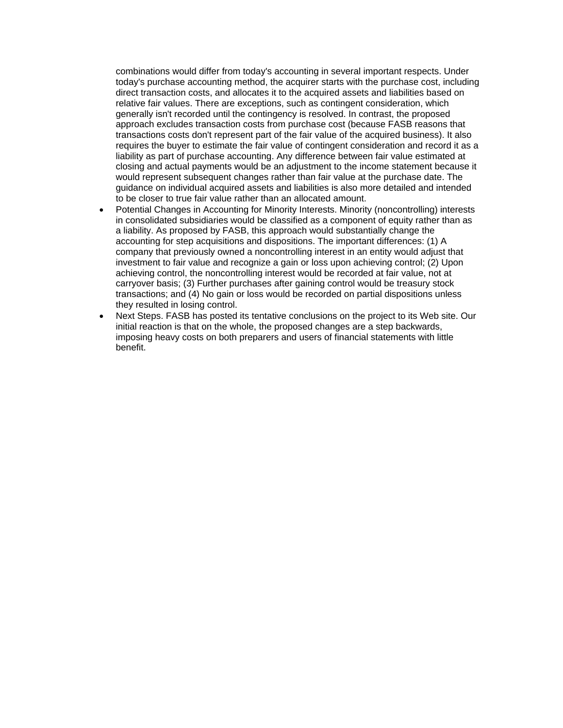combinations would differ from today's accounting in several important respects. Under today's purchase accounting method, the acquirer starts with the purchase cost, including direct transaction costs, and allocates it to the acquired assets and liabilities based on relative fair values. There are exceptions, such as contingent consideration, which generally isn't recorded until the contingency is resolved. In contrast, the proposed approach excludes transaction costs from purchase cost (because FASB reasons that transactions costs don't represent part of the fair value of the acquired business). It also requires the buyer to estimate the fair value of contingent consideration and record it as a liability as part of purchase accounting. Any difference between fair value estimated at closing and actual payments would be an adjustment to the income statement because it would represent subsequent changes rather than fair value at the purchase date. The guidance on individual acquired assets and liabilities is also more detailed and intended to be closer to true fair value rather than an allocated amount.

- Potential Changes in Accounting for Minority Interests. Minority (noncontrolling) interests in consolidated subsidiaries would be classified as a component of equity rather than as a liability. As proposed by FASB, this approach would substantially change the accounting for step acquisitions and dispositions. The important differences: (1) A company that previously owned a noncontrolling interest in an entity would adjust that investment to fair value and recognize a gain or loss upon achieving control; (2) Upon achieving control, the noncontrolling interest would be recorded at fair value, not at carryover basis; (3) Further purchases after gaining control would be treasury stock transactions; and (4) No gain or loss would be recorded on partial dispositions unless they resulted in losing control.
- Next Steps. FASB has posted its tentative conclusions on the project to its Web site. Our initial reaction is that on the whole, the proposed changes are a step backwards, imposing heavy costs on both preparers and users of financial statements with little benefit.